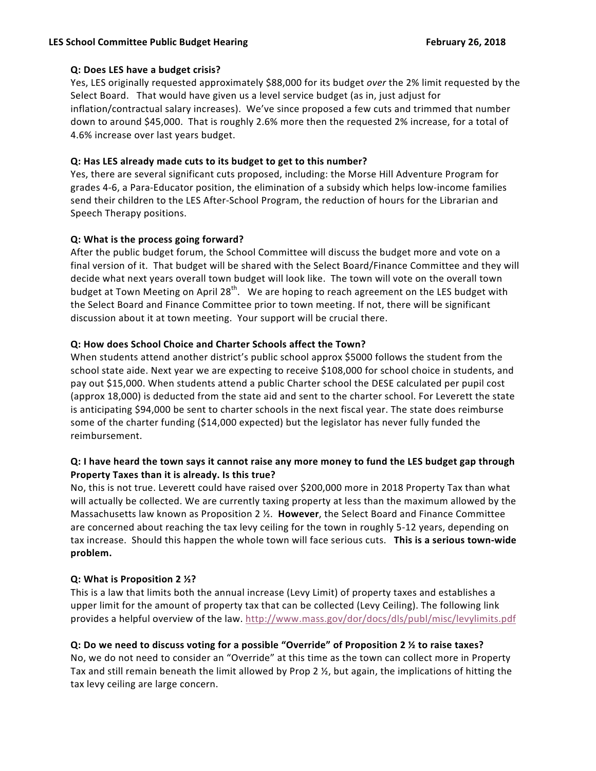# LES School Committee Public Budget Hearing

February 26, 2018

**Q: Does LES have a budget crisis?**

Yes, LES originally requested approximately $88,000 for its budget *over* the 2% limit requested by the Select Board. That would have given us a level service budget (as in, just adjust for inflation/contractual salary increases). We've since proposed a few cuts and trimmed that number down to around $45,000. That is roughly 2.6% more then the requested 2% increase, for a total of 4.6% increase over last years budget.

**Q: Has LES already made cuts to its budget to get to this number?**

Yes, there are several significant cuts proposed, including: the Morse Hill Adventure Program for grades 4-6, a Para-Educator position, the elimination of a subsidy which helps low-income families send their children to the LES After-School Program, the reduction of hours for the Librarian and Speech Therapy positions.

**Q: What is the process going forward?**

After the public budget forum, the School Committee will discuss the budget more and vote on a final version of it. That budget will be shared with the Select Board/Finance Committee and they will decide what next years overall town budget will look like. The town will vote on the overall town budget at Town Meeting on April 28th. We are hoping to reach agreement on the LES budget with the Select Board and Finance Committee prior to town meeting. If not, there will be significant discussion about it at town meeting. Your support will be crucial there.

**Q: How does School Choice and Charter Schools affect the Town?**

When students attend another district's public school approx $5000 follows the student from the school state aide. Next year we are expecting to receive $108,000 for school choice in students, and pay out $15,000. When students attend a public Charter school the DESE calculated per pupil cost (approx 18,000) is deducted from the state aid and sent to the charter school. For Leverett the state is anticipating $94,000 be sent to charter schools in the next fiscal year. The state does reimburse some of the charter funding ($14,000 expected) but the legislator has never fully funded the reimbursement.

**Q: I have heard the town says it cannot raise any more money to fund the LES budget gap through Property Taxes than it is already. Is this true?**

No, this is not true. Leverett could have raised over $200,000 more in 2018 Property Tax than what will actually be collected. We are currently taxing property at less than the maximum allowed by the Massachusetts law known as Proposition 2 ½. **However**, the Select Board and Finance Committee are concerned about reaching the tax levy ceiling for the town in roughly 5-12 years, depending on tax increase. Should this happen the whole town will face serious cuts. **This is a serious town-wide problem.**

**Q: What is Proposition 2 ½?**

This is a law that limits both the annual increase (Levy Limit) of property taxes and establishes a upper limit for the amount of property tax that can be collected (Levy Ceiling). The following link provides a helpful overview of the law. http://www.mass.gov/dor/docs/dls/publ/misc/levylimits.pdf

**Q: Do we need to discuss voting for a possible "Override" of Proposition 2 ½ to raise taxes?**

No, we do not need to consider an "Override" at this time as the town can collect more in Property Tax and still remain beneath the limit allowed by Prop 2 ½, but again, the implications of hitting the tax levy ceiling are large concern.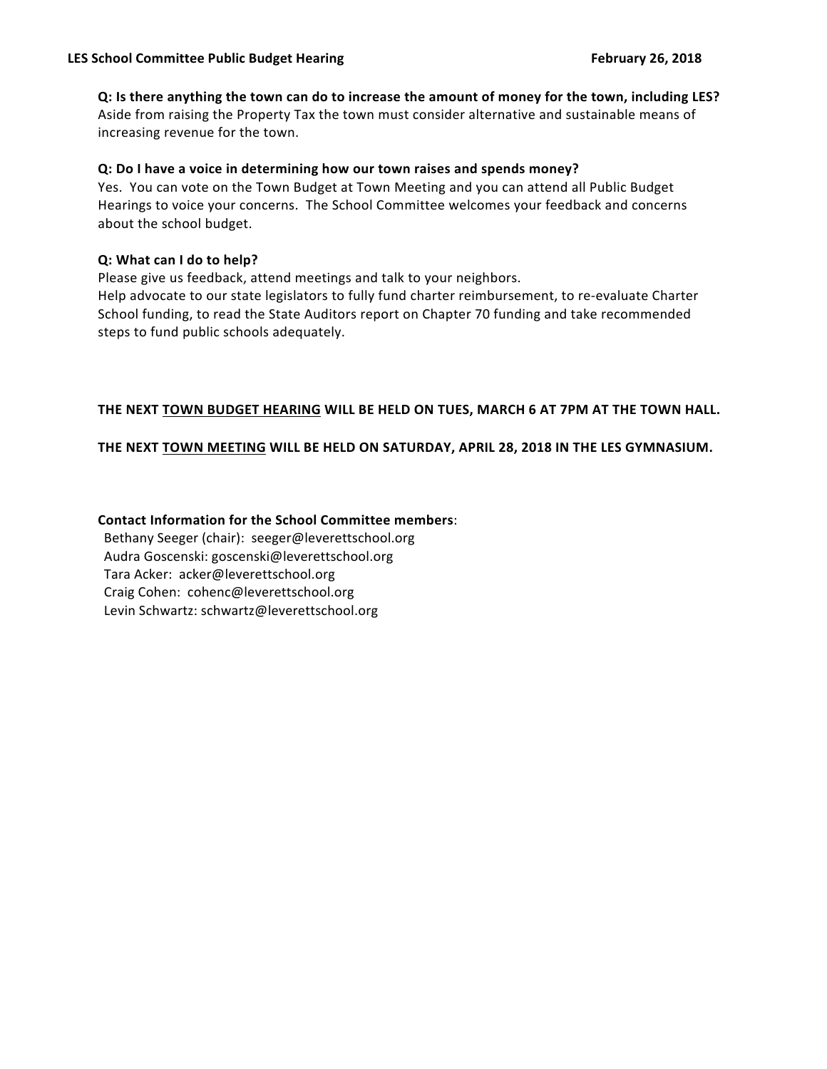**Q: Is there anything the town can do to increase the amount of money for the town, including LES?**
Aside from raising the Property Tax the town must consider alternative and sustainable means of increasing revenue for the town.

**Q: Do I have a voice in determining how our town raises and spends money?**
Yes. You can vote on the Town Budget at Town Meeting and you can attend all Public Budget Hearings to voice your concerns. The School Committee welcomes your feedback and concerns about the school budget.

**Q: What can I do to help?**
Please give us feedback, attend meetings and talk to your neighbors.
Help advocate to our state legislators to fully fund charter reimbursement, to re-evaluate Charter School funding, to read the State Auditors report on Chapter 70 funding and take recommended steps to fund public schools adequately.

**THE NEXT <u>TOWN BUDGET HEARING</u> WILL BE HELD ON TUES, MARCH 6 AT 7PM AT THE TOWN HALL.**

**THE NEXT <u>TOWN MEETING</u> WILL BE HELD ON SATURDAY, APRIL 28, 2018 IN THE LES GYMNASIUM.**

**Contact Information for the School Committee members**:
Bethany Seeger (chair): seeger@leverettschool.org
Audra Goscenski: goscenski@leverettschool.org
Tara Acker: acker@leverettschool.org
Craig Cohen: cohenc@leverettschool.org
Levin Schwartz: schwartz@leverettschool.org